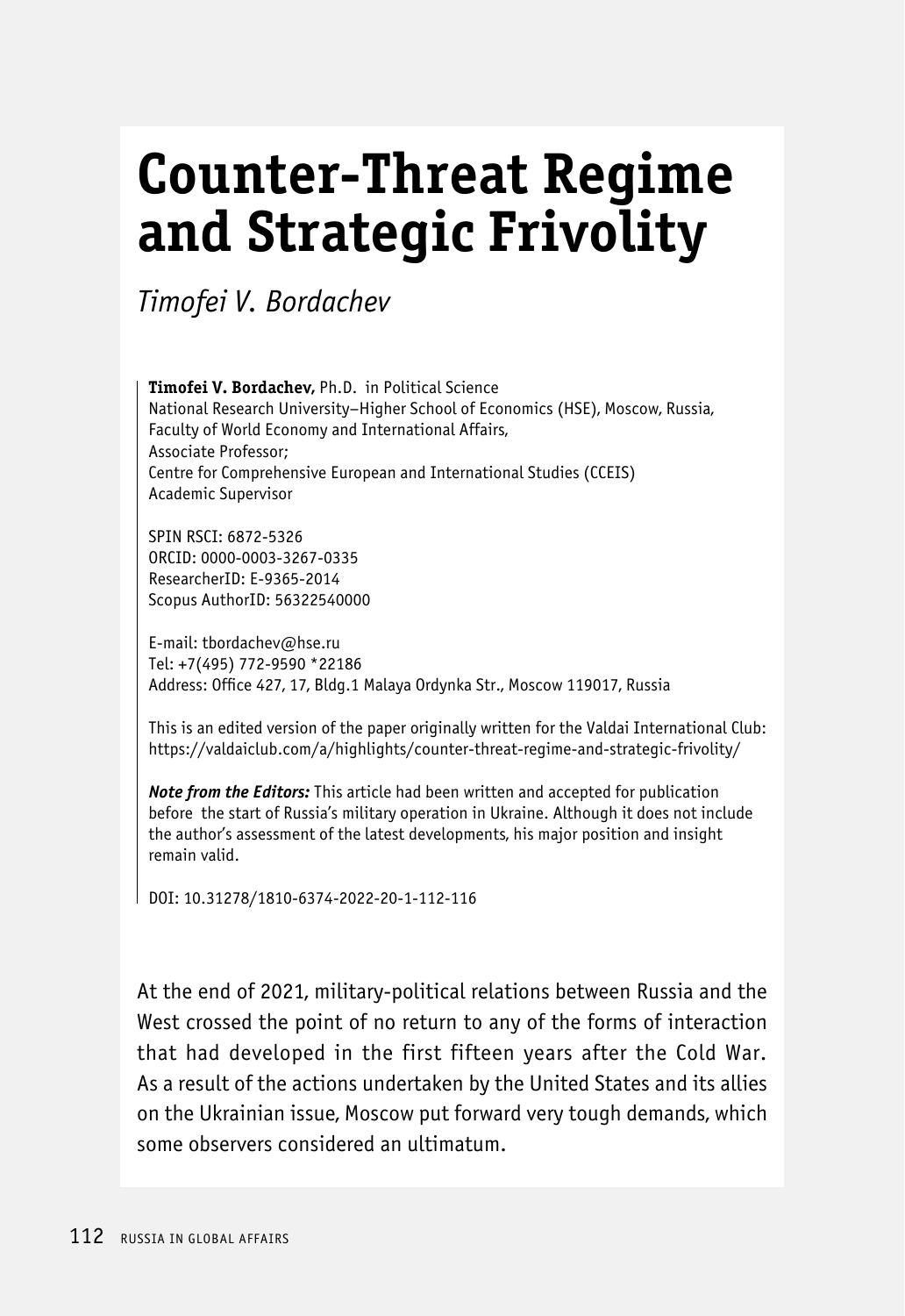# Counter-Threat Regime and Strategic Frivolity

*Timofei V. Bordachev*

**Timofei V. Bordachev,** Ph.D. in Political Science
National Research University–Higher School of Economics (HSE), Moscow, Russia,
Faculty of World Economy and International Affairs,
Associate Professor;
Centre for Comprehensive European and International Studies (CCEIS)
Academic Supervisor

SPIN RSCI: 6872-5326
ORCID: 0000-0003-3267-0335
ResearcherID: E-9365-2014
Scopus AuthorID: 56322540000

E-mail: tbordachev@hse.ru
Tel: +7(495) 772-9590 *22186
Address: Office 427, 17, Bldg.1 Malaya Ordynka Str., Moscow 119017, Russia

This is an edited version of the paper originally written for the Valdai International Club: https://valdaiclub.com/a/highlights/counter-threat-regime-and-strategic-frivolity/

***Note from the Editors:*** This article had been written and accepted for publication before the start of Russia's military operation in Ukraine. Although it does not include the author's assessment of the latest developments, his major position and insight remain valid.

DOI: 10.31278/1810-6374-2022-20-1-112-116

At the end of 2021, military-political relations between Russia and the West crossed the point of no return to any of the forms of interaction that had developed in the first fifteen years after the Cold War. As a result of the actions undertaken by the United States and its allies on the Ukrainian issue, Moscow put forward very tough demands, which some observers considered an ultimatum.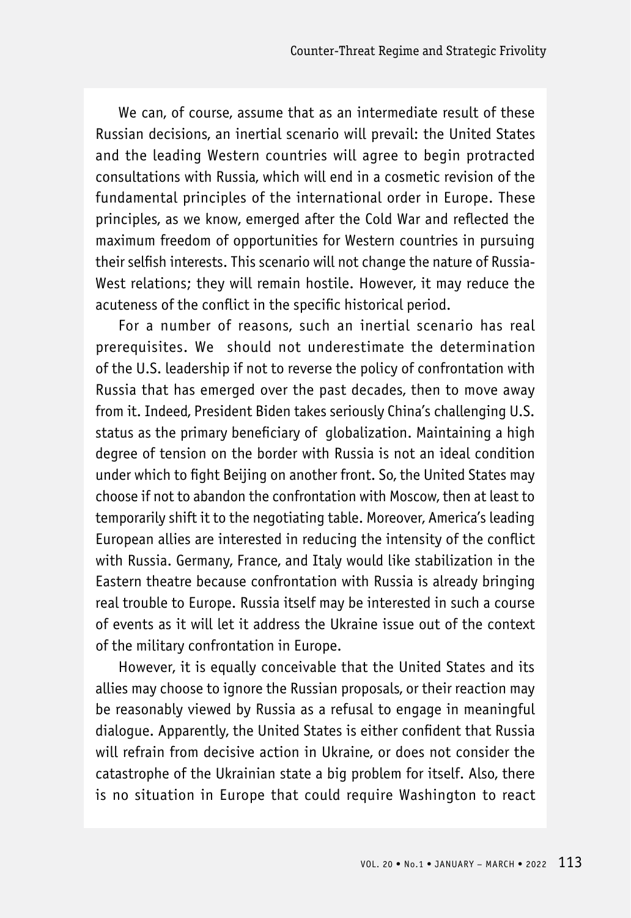We can, of course, assume that as an intermediate result of these Russian decisions, an inertial scenario will prevail: the United States and the leading Western countries will agree to begin protracted consultations with Russia, which will end in a cosmetic revision of the fundamental principles of the international order in Europe. These principles, as we know, emerged after the Cold War and reflected the maximum freedom of opportunities for Western countries in pursuing their selfish interests. This scenario will not change the nature of Russia-West relations; they will remain hostile. However, it may reduce the acuteness of the conflict in the specific historical period.

For a number of reasons, such an inertial scenario has real prerequisites. We should not underestimate the determination of the U.S. leadership if not to reverse the policy of confrontation with Russia that has emerged over the past decades, then to move away from it. Indeed, President Biden takes seriously China's challenging U.S. status as the primary beneficiary of globalization. Maintaining a high degree of tension on the border with Russia is not an ideal condition under which to fight Beijing on another front. So, the United States may choose if not to abandon the confrontation with Moscow, then at least to temporarily shift it to the negotiating table. Moreover, America's leading European allies are interested in reducing the intensity of the conflict with Russia. Germany, France, and Italy would like stabilization in the Eastern theatre because confrontation with Russia is already bringing real trouble to Europe. Russia itself may be interested in such a course of events as it will let it address the Ukraine issue out of the context of the military confrontation in Europe.

However, it is equally conceivable that the United States and its allies may choose to ignore the Russian proposals, or their reaction may be reasonably viewed by Russia as a refusal to engage in meaningful dialogue. Apparently, the United States is either confident that Russia will refrain from decisive action in Ukraine, or does not consider the catastrophe of the Ukrainian state a big problem for itself. Also, there is no situation in Europe that could require Washington to react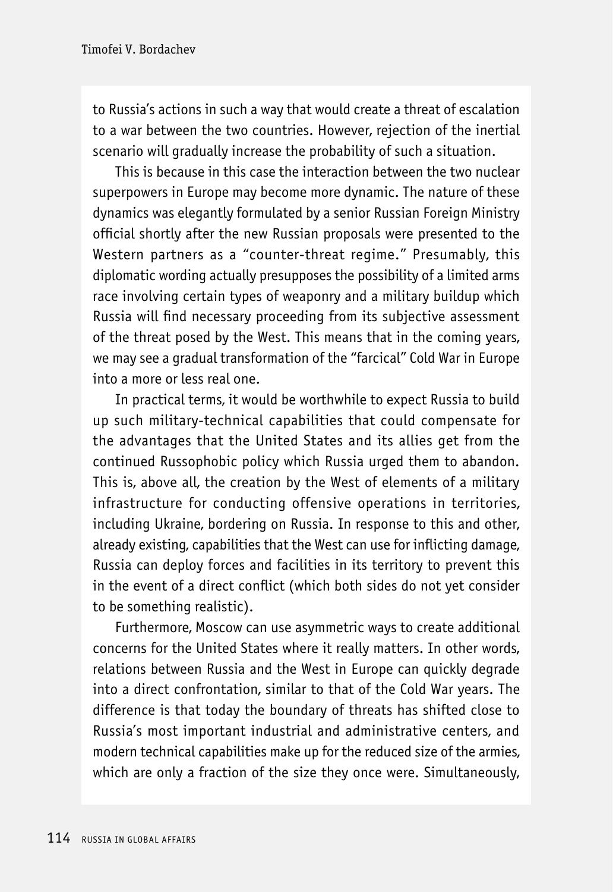to Russia's actions in such a way that would create a threat of escalation to a war between the two countries. However, rejection of the inertial scenario will gradually increase the probability of such a situation.

This is because in this case the interaction between the two nuclear superpowers in Europe may become more dynamic. The nature of these dynamics was elegantly formulated by a senior Russian Foreign Ministry official shortly after the new Russian proposals were presented to the Western partners as a "counter-threat regime." Presumably, this diplomatic wording actually presupposes the possibility of a limited arms race involving certain types of weaponry and a military buildup which Russia will find necessary proceeding from its subjective assessment of the threat posed by the West. This means that in the coming years, we may see a gradual transformation of the "farcical" Cold War in Europe into a more or less real one.

In practical terms, it would be worthwhile to expect Russia to build up such military-technical capabilities that could compensate for the advantages that the United States and its allies get from the continued Russophobic policy which Russia urged them to abandon. This is, above all, the creation by the West of elements of a military infrastructure for conducting offensive operations in territories, including Ukraine, bordering on Russia. In response to this and other, already existing, capabilities that the West can use for inflicting damage, Russia can deploy forces and facilities in its territory to prevent this in the event of a direct conflict (which both sides do not yet consider to be something realistic).

Furthermore, Moscow can use asymmetric ways to create additional concerns for the United States where it really matters. In other words, relations between Russia and the West in Europe can quickly degrade into a direct confrontation, similar to that of the Cold War years. The difference is that today the boundary of threats has shifted close to Russia's most important industrial and administrative centers, and modern technical capabilities make up for the reduced size of the armies, which are only a fraction of the size they once were. Simultaneously,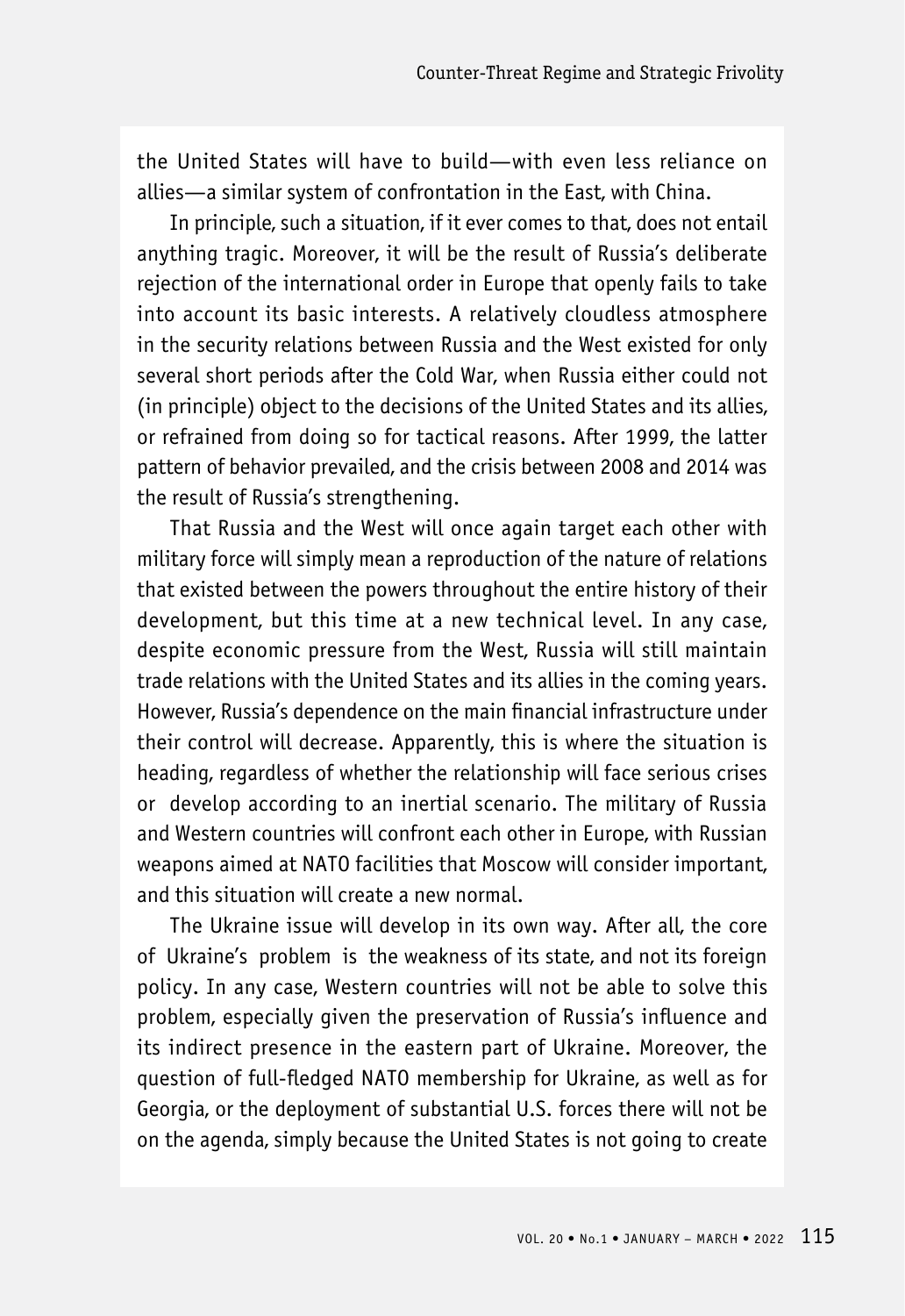the United States will have to build—with even less reliance on allies—a similar system of confrontation in the East, with China.

In principle, such a situation, if it ever comes to that, does not entail anything tragic. Moreover, it will be the result of Russia's deliberate rejection of the international order in Europe that openly fails to take into account its basic interests. A relatively cloudless atmosphere in the security relations between Russia and the West existed for only several short periods after the Cold War, when Russia either could not (in principle) object to the decisions of the United States and its allies, or refrained from doing so for tactical reasons. After 1999, the latter pattern of behavior prevailed, and the crisis between 2008 and 2014 was the result of Russia's strengthening.

That Russia and the West will once again target each other with military force will simply mean a reproduction of the nature of relations that existed between the powers throughout the entire history of their development, but this time at a new technical level. In any case, despite economic pressure from the West, Russia will still maintain trade relations with the United States and its allies in the coming years. However, Russia's dependence on the main financial infrastructure under their control will decrease. Apparently, this is where the situation is heading, regardless of whether the relationship will face serious crises or develop according to an inertial scenario. The military of Russia and Western countries will confront each other in Europe, with Russian weapons aimed at NATO facilities that Moscow will consider important, and this situation will create a new normal.

The Ukraine issue will develop in its own way. After all, the core of Ukraine's problem is the weakness of its state, and not its foreign policy. In any case, Western countries will not be able to solve this problem, especially given the preservation of Russia's influence and its indirect presence in the eastern part of Ukraine. Moreover, the question of full-fledged NATO membership for Ukraine, as well as for Georgia, or the deployment of substantial U.S. forces there will not be on the agenda, simply because the United States is not going to create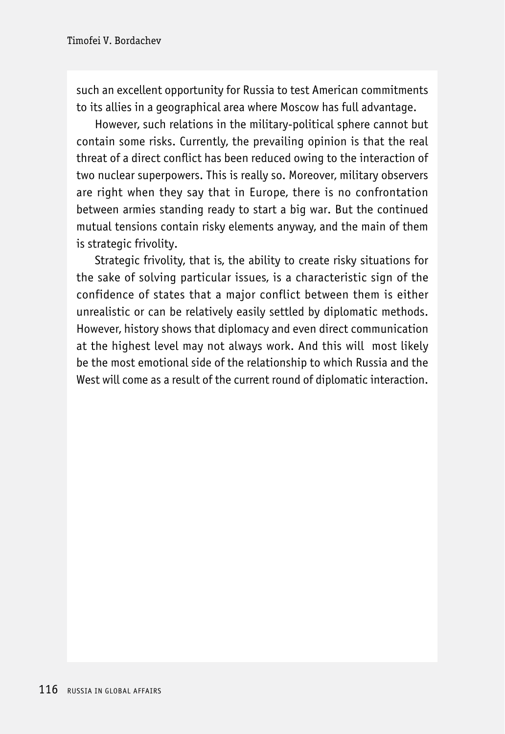such an excellent opportunity for Russia to test American commitments to its allies in a geographical area where Moscow has full advantage.

However, such relations in the military-political sphere cannot but contain some risks. Currently, the prevailing opinion is that the real threat of a direct conflict has been reduced owing to the interaction of two nuclear superpowers. This is really so. Moreover, military observers are right when they say that in Europe, there is no confrontation between armies standing ready to start a big war. But the continued mutual tensions contain risky elements anyway, and the main of them is strategic frivolity.

Strategic frivolity, that is, the ability to create risky situations for the sake of solving particular issues, is a characteristic sign of the confidence of states that a major conflict between them is either unrealistic or can be relatively easily settled by diplomatic methods. However, history shows that diplomacy and even direct communication at the highest level may not always work. And this will most likely be the most emotional side of the relationship to which Russia and the West will come as a result of the current round of diplomatic interaction.